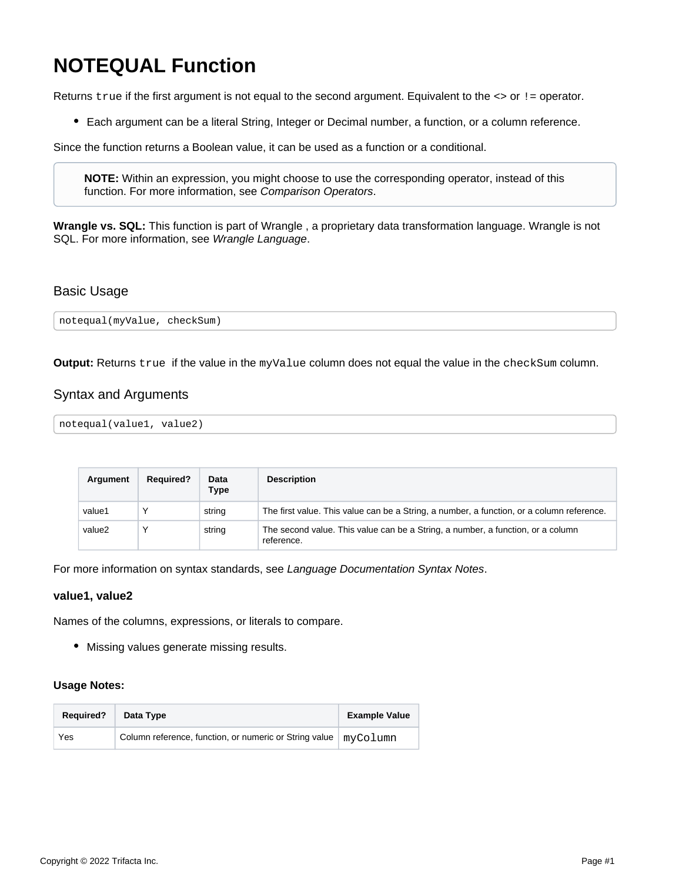# NOTEQUAL Function

Returns `true` if the first argument is not equal to the second argument. Equivalent to the <> or `!=` operator.

- Each argument can be a literal String, Integer or Decimal number, a function, or a column reference.

Since the function returns a Boolean value, it can be used as a function or a conditional.

> **NOTE:** Within an expression, you might choose to use the corresponding operator, instead of this function. For more information, see *Comparison Operators*.

**Wrangle vs. SQL:** This function is part of Wrangle , a proprietary data transformation language. Wrangle is not SQL. For more information, see *Wrangle Language*.

## Basic Usage

```
notequal(myValue, checkSum)
```

**Output:** Returns `true` if the value in the `myValue` column does not equal the value in the `checkSum` column.

## Syntax and Arguments

```
notequal(value1, value2)
```

| Argument | Required? | Data Type | Description |
|---|---|---|---|
| value1 | Y | string | The first value. This value can be a String, a number, a function, or a column reference. |
| value2 | Y | string | The second value. This value can be a String, a number, a function, or a column reference. |

For more information on syntax standards, see *Language Documentation Syntax Notes*.

### value1, value2

Names of the columns, expressions, or literals to compare.

- Missing values generate missing results.

**Usage Notes:**

| Required? | Data Type | Example Value |
|---|---|---|
| Yes | Column reference, function, or numeric or String value | `myColumn` |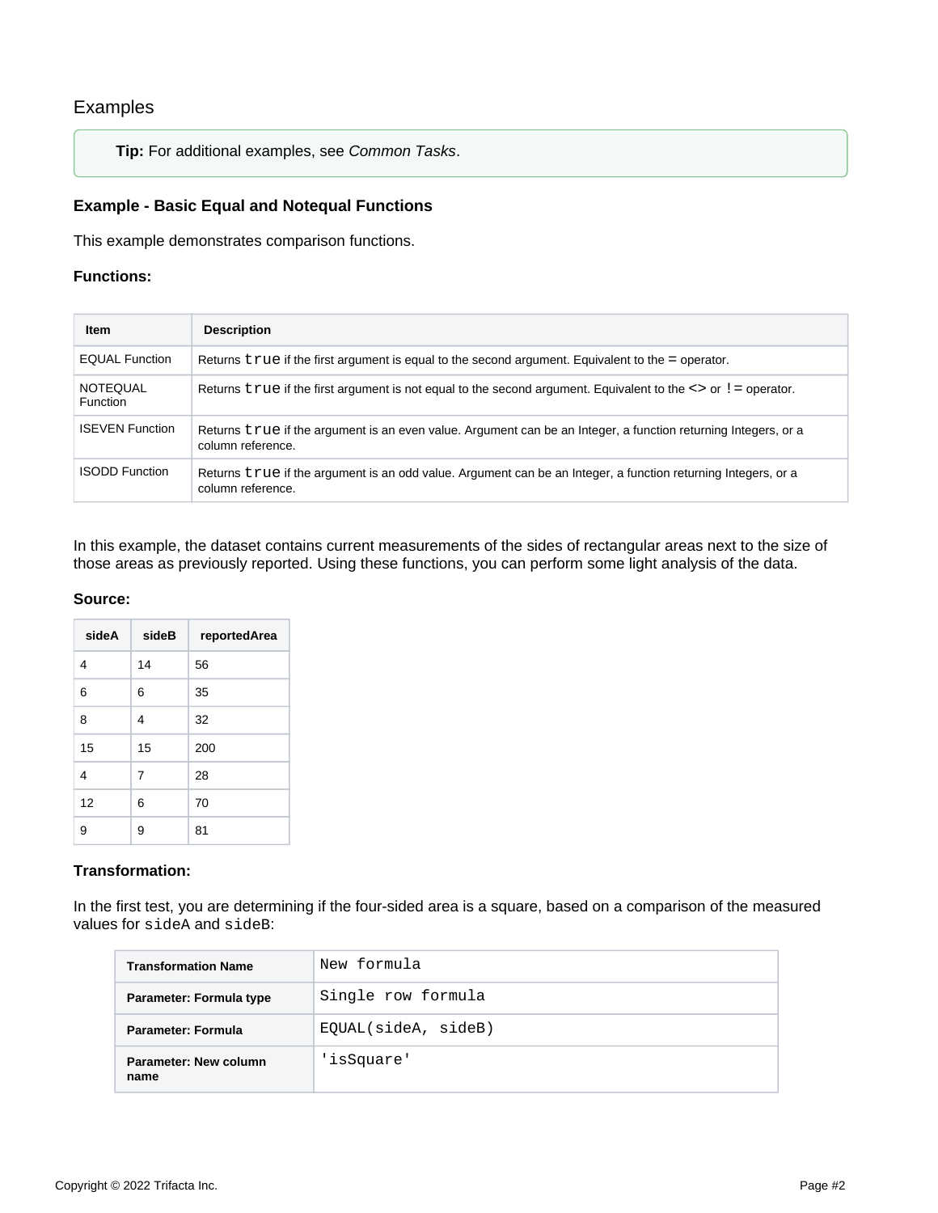## Examples

> **Tip:** For additional examples, see *Common Tasks*.

### Example - Basic Equal and Notequal Functions

This example demonstrates comparison functions.

**Functions:**

| Item | Description |
| --- | --- |
| EQUAL Function | Returns `true` if the first argument is equal to the second argument. Equivalent to the `=` operator. |
| NOTEQUAL Function | Returns `true` if the first argument is not equal to the second argument. Equivalent to the `<>` or `!=` operator. |
| ISEVEN Function | Returns `true` if the argument is an even value. Argument can be an Integer, a function returning Integers, or a column reference. |
| ISODD Function | Returns `true` if the argument is an odd value. Argument can be an Integer, a function returning Integers, or a column reference. |

In this example, the dataset contains current measurements of the sides of rectangular areas next to the size of those areas as previously reported. Using these functions, you can perform some light analysis of the data.

**Source:**

| sideA | sideB | reportedArea |
| --- | --- | --- |
| 4 | 14 | 56 |
| 6 | 6 | 35 |
| 8 | 4 | 32 |
| 15 | 15 | 200 |
| 4 | 7 | 28 |
| 12 | 6 | 70 |
| 9 | 9 | 81 |

**Transformation:**

In the first test, you are determining if the four-sided area is a square, based on a comparison of the measured values for `sideA` and `sideB`:

| Transformation Name | `New formula` |
| --- | --- |
| Parameter: Formula type | `Single row formula` |
| Parameter: Formula | `EQUAL(sideA, sideB)` |
| Parameter: New column name | `'isSquare'` |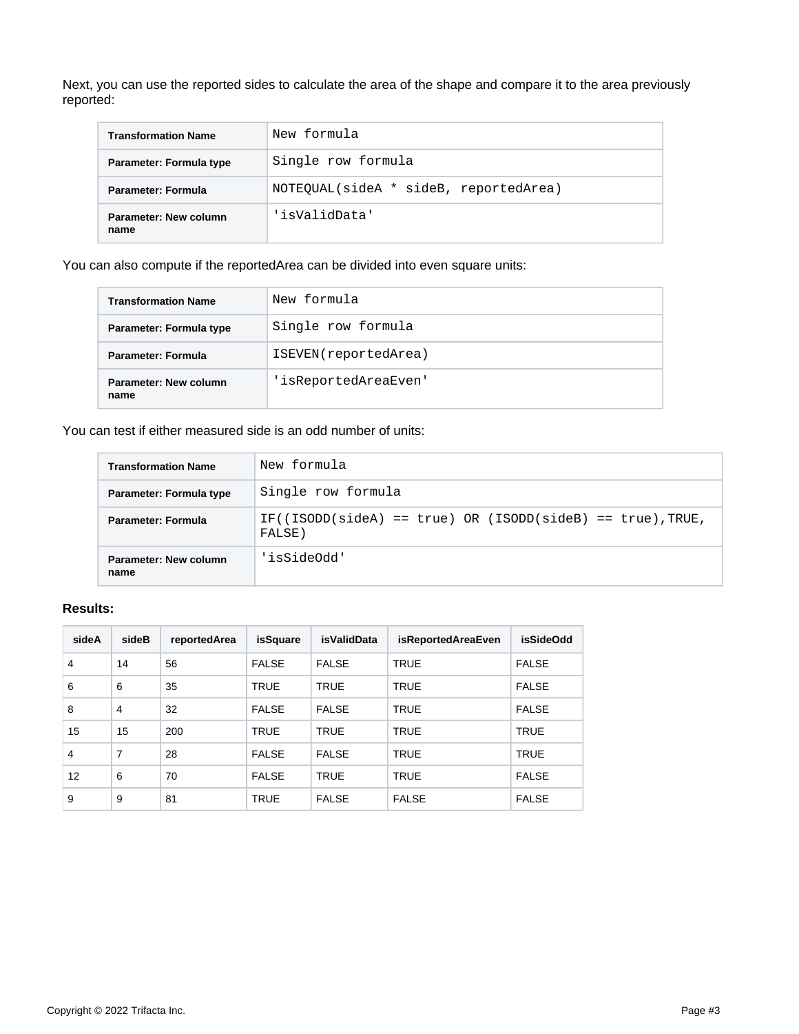Next, you can use the reported sides to calculate the area of the shape and compare it to the area previously reported:

| | |
|---|---|
| **Transformation Name** | `New formula` |
| **Parameter: Formula type** | `Single row formula` |
| **Parameter: Formula** | `NOTEQUAL(sideA * sideB, reportedArea)` |
| **Parameter: New column name** | `'isValidData'` |

You can also compute if the reportedArea can be divided into even square units:

| | |
|---|---|
| **Transformation Name** | `New formula` |
| **Parameter: Formula type** | `Single row formula` |
| **Parameter: Formula** | `ISEVEN(reportedArea)` |
| **Parameter: New column name** | `'isReportedAreaEven'` |

You can test if either measured side is an odd number of units:

| | |
|---|---|
| **Transformation Name** | `New formula` |
| **Parameter: Formula type** | `Single row formula` |
| **Parameter: Formula** | `IF((ISODD(sideA) == true) OR (ISODD(sideB) == true),TRUE, FALSE)` |
| **Parameter: New column name** | `'isSideOdd'` |

**Results:**

| sideA | sideB | reportedArea | isSquare | isValidData | isReportedAreaEven | isSideOdd |
|---|---|---|---|---|---|---|
| 4 | 14 | 56 | FALSE | FALSE | TRUE | FALSE |
| 6 | 6 | 35 | TRUE | TRUE | TRUE | FALSE |
| 8 | 4 | 32 | FALSE | FALSE | TRUE | FALSE |
| 15 | 15 | 200 | TRUE | TRUE | TRUE | TRUE |
| 4 | 7 | 28 | FALSE | FALSE | TRUE | TRUE |
| 12 | 6 | 70 | FALSE | TRUE | TRUE | FALSE |
| 9 | 9 | 81 | TRUE | FALSE | FALSE | FALSE |